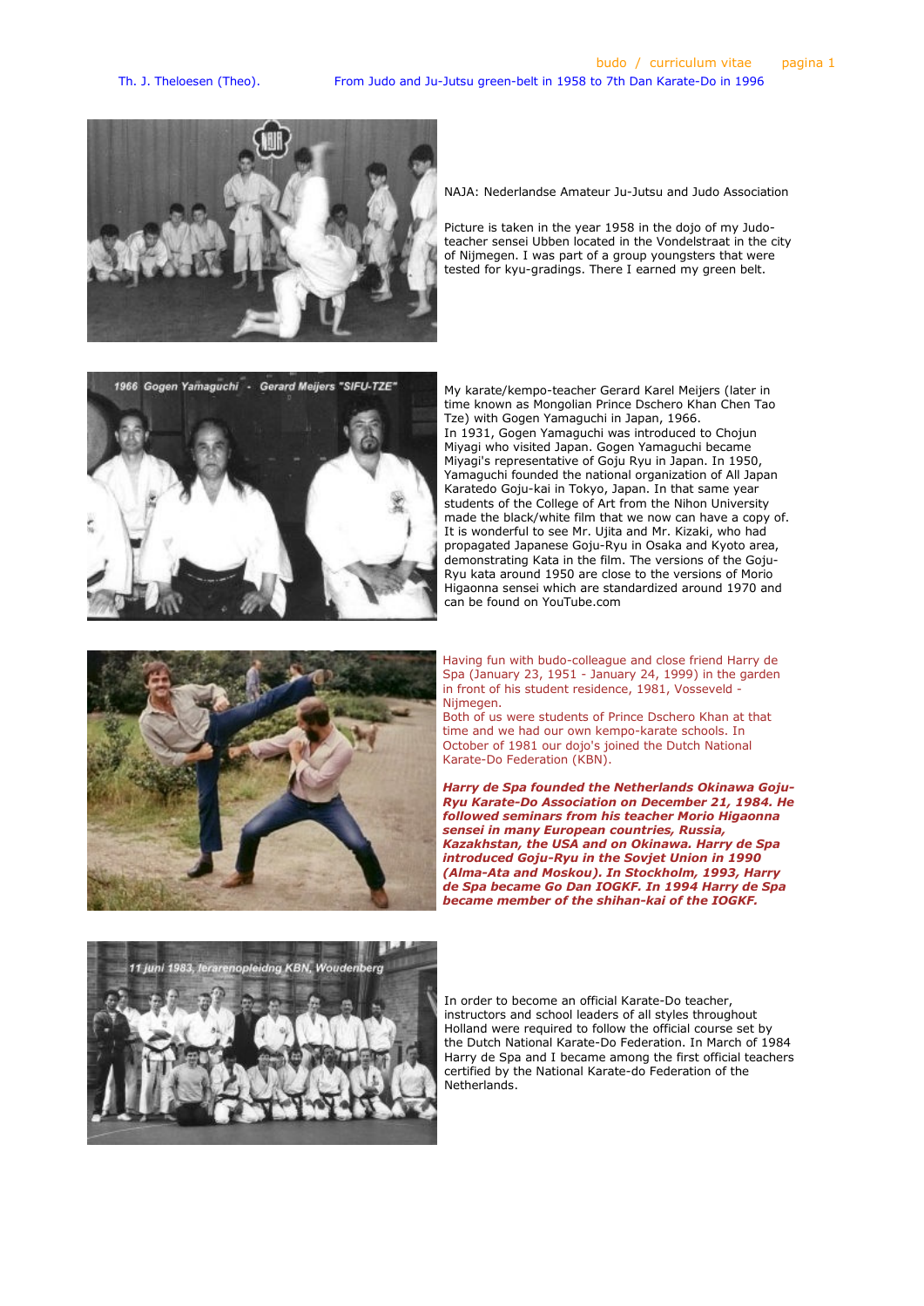Th. J. Theloesen (Theo). From Judo and Ju-Jutsu green-belt in 1958 to 7th Dan Karate-Do in 1996

NAJA: Nederlandse Amateur Ju-Jutsu and Judo Association

Picture is taken in the year 1958 in the dojo of my Judo-teacher sensei Ubben located in the Vondelstraat in the city of Nijmegen. I was part of a group youngsters that were tested for kyu-gradings. There I earned my green belt.

My karate/kempo-teacher Gerard Karel Meijers (later in time known as Mongolian Prince Dschero Khan Chen Tao Tze) with Gogen Yamaguchi in Japan, 1966.
In 1931, Gogen Yamaguchi was introduced to Chojun Miyagi who visited Japan. Gogen Yamaguchi became Miyagi's representative of Goju Ryu in Japan. In 1950, Yamaguchi founded the national organization of All Japan Karatedo Goju-kai in Tokyo, Japan. In that same year students of the College of Art from the Nihon University made the black/white film that we now can have a copy of. It is wonderful to see Mr. Ujita and Mr. Kizaki, who had propagated Japanese Goju-Ryu in Osaka and Kyoto area, demonstrating Kata in the film. The versions of the Goju-Ryu kata around 1950 are close to the versions of Morio Higaonna sensei which are standardized around 1970 and can be found on YouTube.com

Having fun with budo-colleague and close friend Harry de Spa (January 23, 1951 - January 24, 1999) in the garden in front of his student residence, 1981, Vosseveld - Nijmegen.
Both of us were students of Prince Dschero Khan at that time and we had our own kempo-karate schools. In October of 1981 our dojo's joined the Dutch National Karate-Do Federation (KBN).

***Harry de Spa founded the Netherlands Okinawa Goju-Ryu Karate-Do Association on December 21, 1984. He followed seminars from his teacher Morio Higaonna sensei in many European countries, Russia, Kazakhstan, the USA and on Okinawa. Harry de Spa introduced Goju-Ryu in the Sovjet Union in 1990 (Alma-Ata and Moskou). In Stockholm, 1993, Harry de Spa became Go Dan IOGKF. In 1994 Harry de Spa became member of the shihan-kai of the IOGKF.***

In order to become an official Karate-Do teacher, instructors and school leaders of all styles throughout Holland were required to follow the official course set by the Dutch National Karate-Do Federation. In March of 1984 Harry de Spa and I became among the first official teachers certified by the National Karate-do Federation of the Netherlands.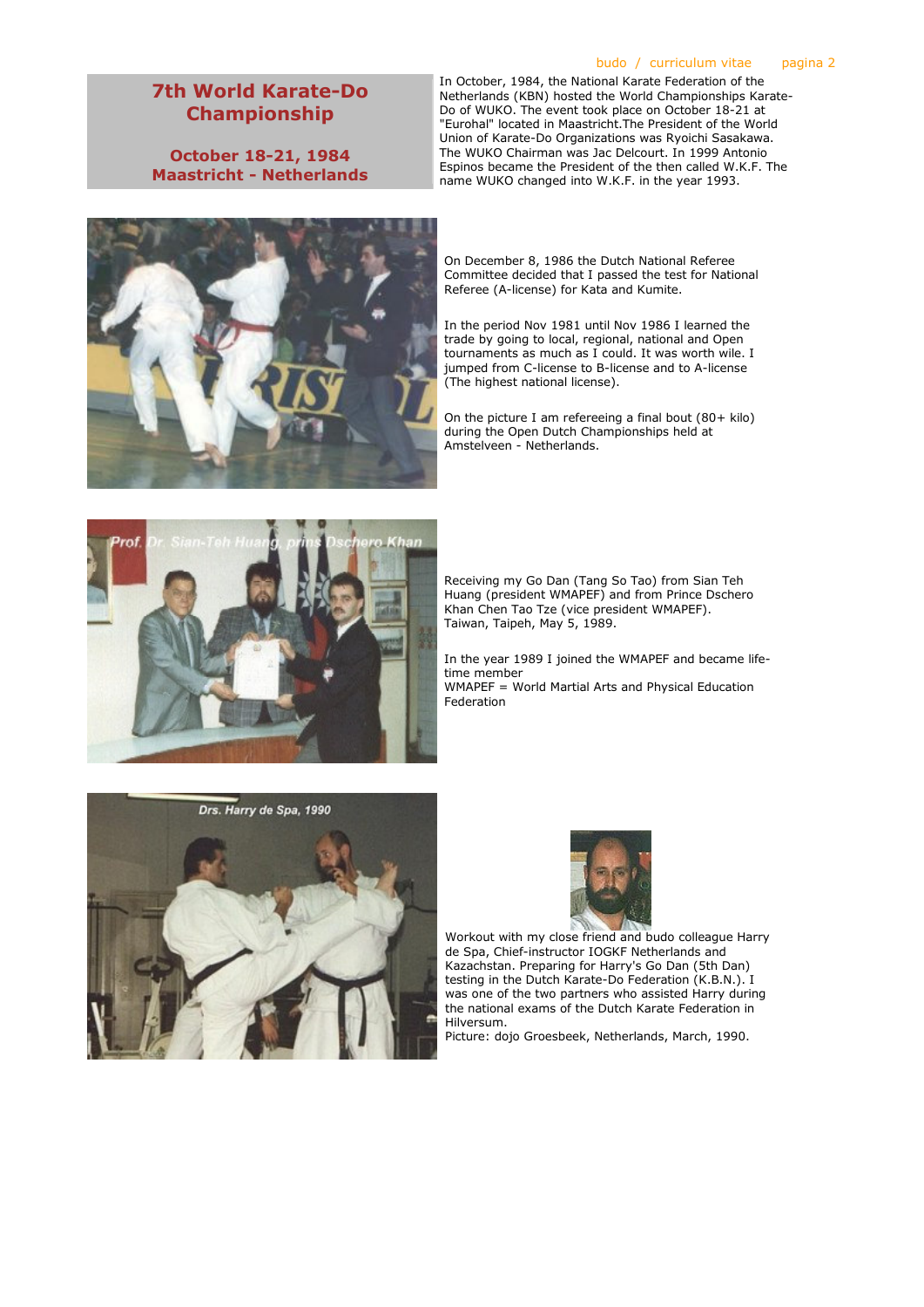## 7th World Karate-Do Championship

**October 18-21, 1984**
**Maastricht - Netherlands**

In October, 1984, the National Karate Federation of the Netherlands (KBN) hosted the World Championships Karate-Do of WUKO. The event took place on October 18-21 at "Eurohal" located in Maastricht.The President of the World Union of Karate-Do Organizations was Ryoichi Sasakawa. The WUKO Chairman was Jac Delcourt. In 1999 Antonio Espinos became the President of the then called W.K.F. The name WUKO changed into W.K.F. in the year 1993.

On December 8, 1986 the Dutch National Referee Committee decided that I passed the test for National Referee (A-license) for Kata and Kumite.

In the period Nov 1981 until Nov 1986 I learned the trade by going to local, regional, national and Open tournaments as much as I could. It was worth wile. I jumped from C-license to B-license and to A-license (The highest national license).

On the picture I am refereeing a final bout (80+ kilo) during the Open Dutch Championships held at Amstelveen - Netherlands.

Prof. Dr. Sian-Teh Huang, prins Dschero Khan

Receiving my Go Dan (Tang So Tao) from Sian Teh Huang (president WMAPEF) and from Prince Dschero Khan Chen Tao Tze (vice president WMAPEF). Taiwan, Taipeh, May 5, 1989.

In the year 1989 I joined the WMAPEF and became life-time member
WMAPEF = World Martial Arts and Physical Education Federation

Drs. Harry de Spa, 1990

Workout with my close friend and budo colleague Harry de Spa, Chief-instructor IOGKF Netherlands and Kazachstan. Preparing for Harry's Go Dan (5th Dan) testing in the Dutch Karate-Do Federation (K.B.N.). I was one of the two partners who assisted Harry during the national exams of the Dutch Karate Federation in Hilversum.
Picture: dojo Groesbeek, Netherlands, March, 1990.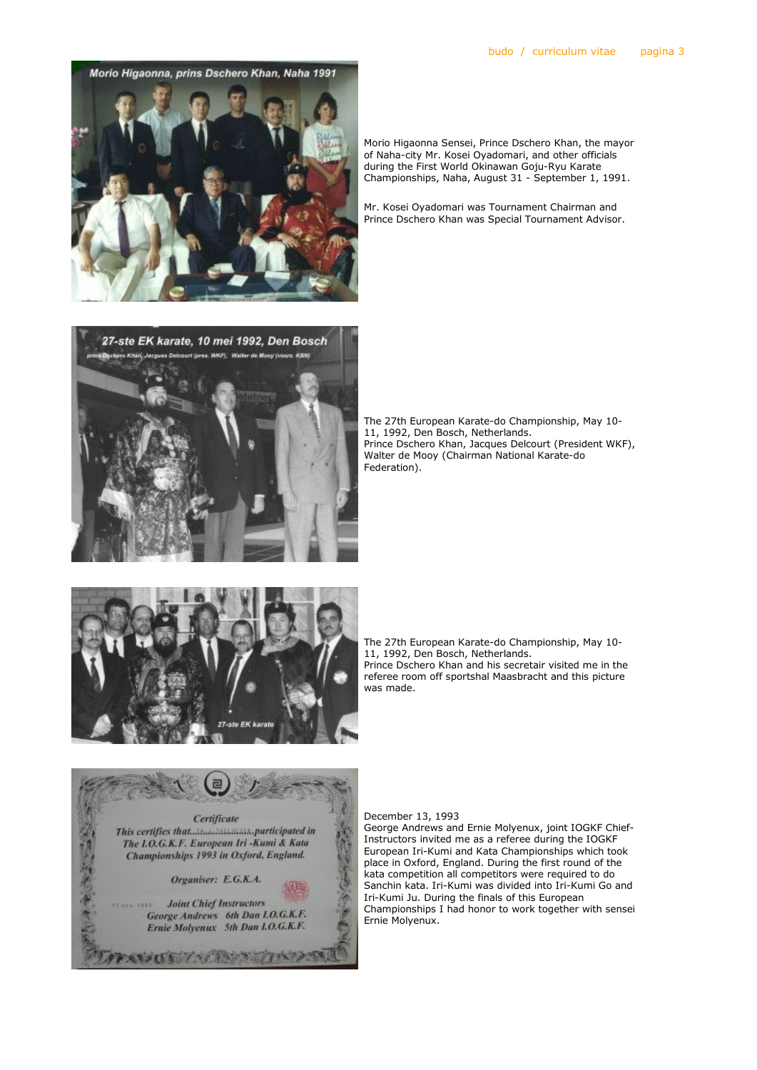Morio Higaonna Sensei, Prince Dschero Khan, the mayor of Naha-city Mr. Kosei Oyadomari, and other officials during the First World Okinawan Goju-Ryu Karate Championships, Naha, August 31 - September 1, 1991.

Mr. Kosei Oyadomari was Tournament Chairman and Prince Dschero Khan was Special Tournament Advisor.

The 27th European Karate-do Championship, May 10-11, 1992, Den Bosch, Netherlands.
Prince Dschero Khan, Jacques Delcourt (President WKF), Walter de Mooy (Chairman National Karate-do Federation).

The 27th European Karate-do Championship, May 10-11, 1992, Den Bosch, Netherlands.
Prince Dschero Khan and his secretair visited me in the referee room off sportshal Maasbracht and this picture was made.

December 13, 1993
George Andrews and Ernie Molyenux, joint IOGKF Chief-Instructors invited me as a referee during the IOGKF European Iri-Kumi and Kata Championships which took place in Oxford, England. During the first round of the kata competition all competitors were required to do Sanchin kata. Iri-Kumi was divided into Iri-Kumi Go and Iri-Kumi Ju. During the finals of this European Championships I had honor to work together with sensei Ernie Molyenux.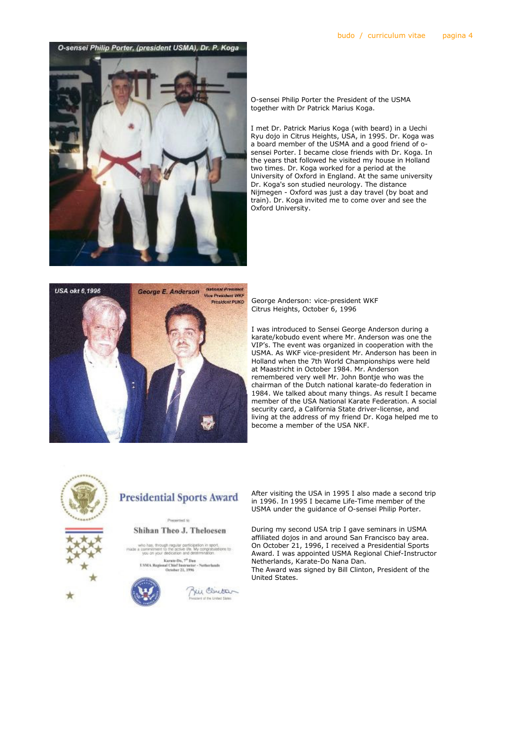O-sensei Philip Porter the President of the USMA together with Dr Patrick Marius Koga.

I met Dr. Patrick Marius Koga (with beard) in a Uechi Ryu dojo in Citrus Heights, USA, in 1995. Dr. Koga was a board member of the USMA and a good friend of o-sensei Porter. I became close friends with Dr. Koga. In the years that followed he visited my house in Holland two times. Dr. Koga worked for a period at the University of Oxford in England. At the same university Dr. Koga's son studied neurology. The distance Nijmegen - Oxford was just a day travel (by boat and train). Dr. Koga invited me to come over and see the Oxford University.

George Anderson: vice-president WKF
Citrus Heights, October 6, 1996

I was introduced to Sensei George Anderson during a karate/kobudo event where Mr. Anderson was one the VIP's. The event was organized in cooperation with the USMA. As WKF vice-president Mr. Anderson has been in Holland when the 7th World Championships were held at Maastricht in October 1984. Mr. Anderson remembered very well Mr. John Bontje who was the chairman of the Dutch national karate-do federation in 1984. We talked about many things. As result I became member of the USA National Karate Federation. A social security card, a California State driver-license, and living at the address of my friend Dr. Koga helped me to become a member of the USA NKF.

After visiting the USA in 1995 I also made a second trip in 1996. In 1995 I became Life-Time member of the USMA under the guidance of O-sensei Philip Porter.

During my second USA trip I gave seminars in USMA affiliated dojos in and around San Francisco bay area. On October 21, 1996, I received a Presidential Sports Award. I was appointed USMA Regional Chief-Instructor Netherlands, Karate-Do Nana Dan.
The Award was signed by Bill Clinton, President of the United States.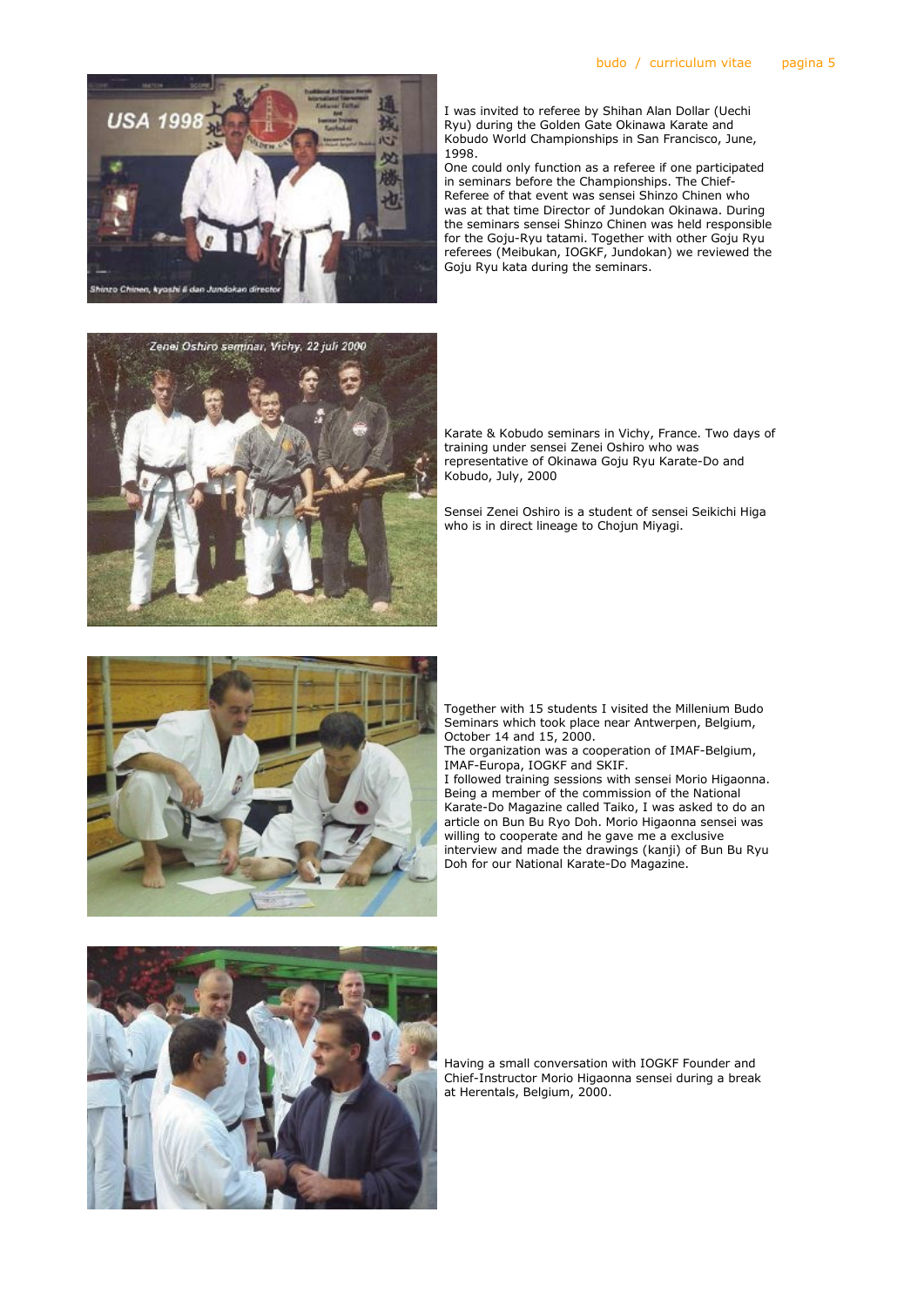I was invited to referee by Shihan Alan Dollar (Uechi Ryu) during the Golden Gate Okinawa Karate and Kobudo World Championships in San Francisco, June, 1998.
One could only function as a referee if one participated in seminars before the Championships. The Chief-Referee of that event was sensei Shinzo Chinen who was at that time Director of Jundokan Okinawa. During the seminars sensei Shinzo Chinen was held responsible for the Goju-Ryu tatami. Together with other Goju Ryu referees (Meibukan, IOGKF, Jundokan) we reviewed the Goju Ryu kata during the seminars.

Karate & Kobudo seminars in Vichy, France. Two days of training under sensei Zenei Oshiro who was representative of Okinawa Goju Ryu Karate-Do and Kobudo, July, 2000

Sensei Zenei Oshiro is a student of sensei Seikichi Higa who is in direct lineage to Chojun Miyagi.

Together with 15 students I visited the Millenium Budo Seminars which took place near Antwerpen, Belgium, October 14 and 15, 2000.
The organization was a cooperation of IMAF-Belgium, IMAF-Europa, IOGKF and SKIF.
I followed training sessions with sensei Morio Higaonna. Being a member of the commission of the National Karate-Do Magazine called Taiko, I was asked to do an article on Bun Bu Ryo Doh. Morio Higaonna sensei was willing to cooperate and he gave me a exclusive interview and made the drawings (kanji) of Bun Bu Ryu Doh for our National Karate-Do Magazine.

Having a small conversation with IOGKF Founder and Chief-Instructor Morio Higaonna sensei during a break at Herentals, Belgium, 2000.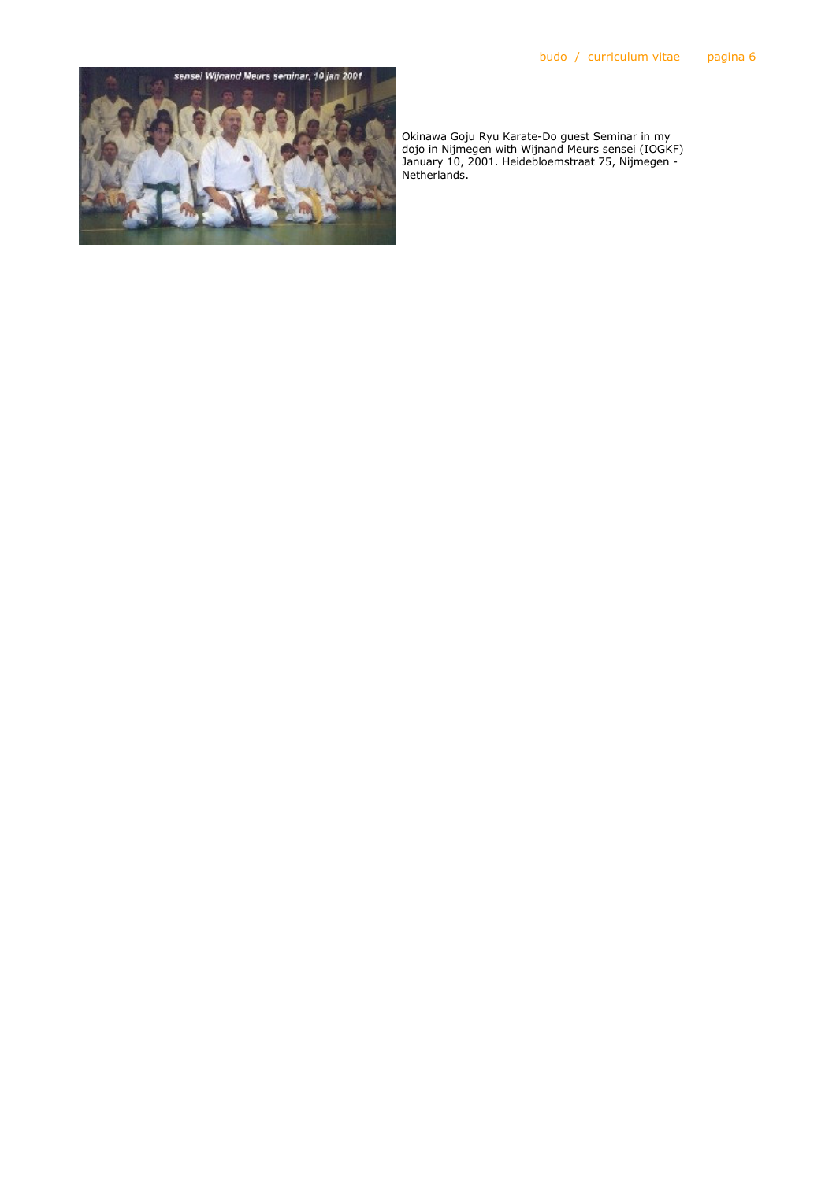Okinawa Goju Ryu Karate-Do guest Seminar in my dojo in Nijmegen with Wijnand Meurs sensei (IOGKF) January 10, 2001. Heidebloemstraat 75, Nijmegen - Netherlands.